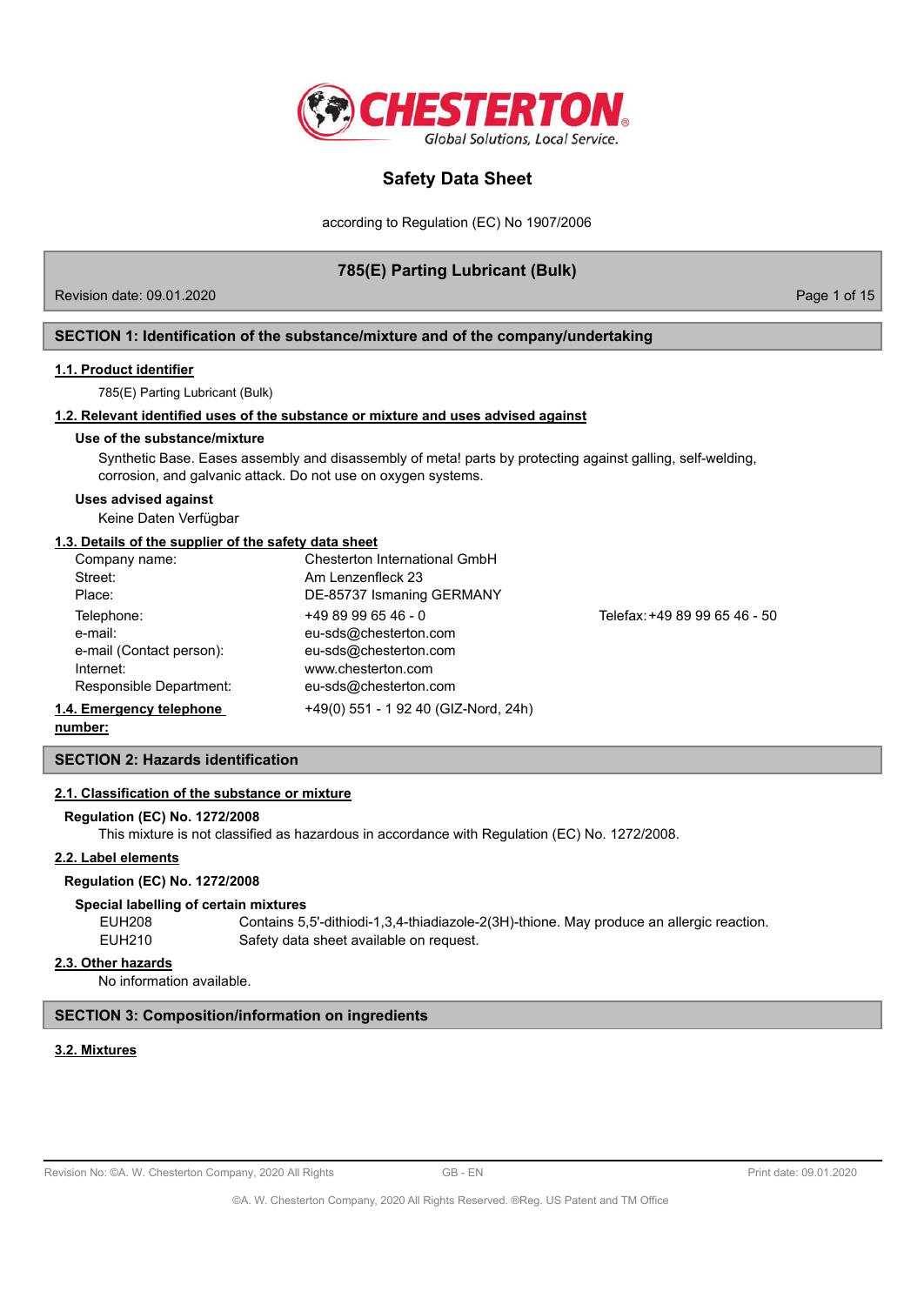# Safety Data Sheet

according to Regulation (EC) No 1907/2006

## 785(E) Parting Lubricant (Bulk)

Revision date: 09.01.2020

## SECTION 1: Identification of the substance/mixture and of the company/undertaking

### 1.1. Product identifier

785(E) Parting Lubricant (Bulk)

### 1.2. Relevant identified uses of the substance or mixture and uses advised against

**Use of the substance/mixture**

Synthetic Base. Eases assembly and disassembly of meta! parts by protecting against galling, self-welding, corrosion, and galvanic attack. Do not use on oxygen systems.

**Uses advised against**

Keine Daten Verfügbar

### 1.3. Details of the supplier of the safety data sheet

| | | |
|---|---|---|
| Company name: | Chesterton International GmbH | |
| Street: | Am Lenzenfleck 23 | |
| Place: | DE-85737 Ismaning GERMANY | |
| Telephone: | +49 89 99 65 46 - 0 | Telefax: +49 89 99 65 46 - 50 |
| e-mail: | eu-sds@chesterton.com | |
| e-mail (Contact person): | eu-sds@chesterton.com | |
| Internet: | www.chesterton.com | |
| Responsible Department: | eu-sds@chesterton.com | |

### 1.4. Emergency telephone number:

+49(0) 551 - 1 92 40 (GIZ-Nord, 24h)

## SECTION 2: Hazards identification

### 2.1. Classification of the substance or mixture

**Regulation (EC) No. 1272/2008**

This mixture is not classified as hazardous in accordance with Regulation (EC) No. 1272/2008.

### 2.2. Label elements

**Regulation (EC) No. 1272/2008**

**Special labelling of certain mixtures**

| | |
|---|---|
| EUH208 | Contains 5,5'-dithiodi-1,3,4-thiadiazole-2(3H)-thione. May produce an allergic reaction. |
| EUH210 | Safety data sheet available on request. |

### 2.3. Other hazards

No information available.

## SECTION 3: Composition/information on ingredients

### 3.2. Mixtures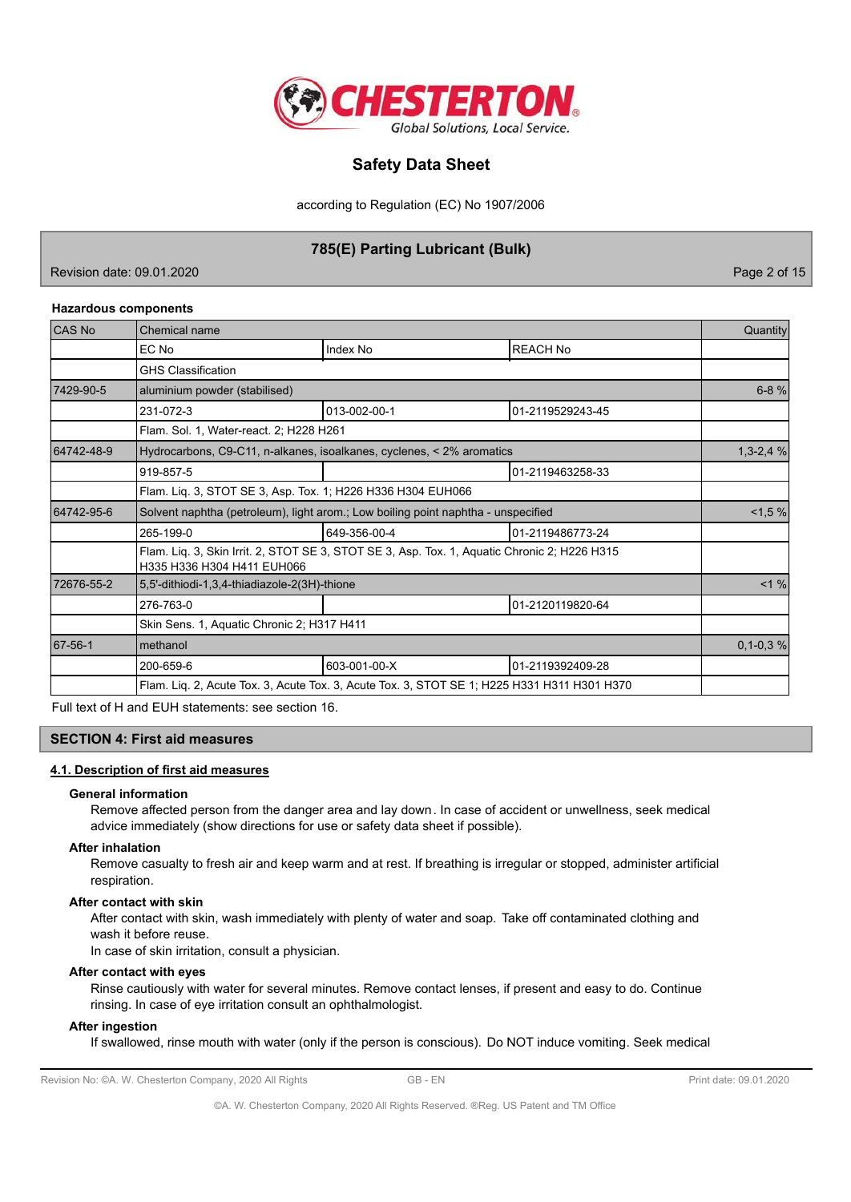#### Hazardous components

| CAS No | Chemical name | | | Quantity |
|---|---|---|---|---|
| | EC No | Index No | REACH No | |
| | GHS Classification | | | |
| 7429-90-5 | aluminium powder (stabilised) | | | 6-8 % |
| | 231-072-3 | 013-002-00-1 | 01-2119529243-45 | |
| | Flam. Sol. 1, Water-react. 2; H228 H261 | | | |
| 64742-48-9 | Hydrocarbons, C9-C11, n-alkanes, isoalkanes, cyclenes, < 2% aromatics | | | 1,3-2,4 % |
| | 919-857-5 | | 01-2119463258-33 | |
| | Flam. Liq. 3, STOT SE 3, Asp. Tox. 1; H226 H336 H304 EUH066 | | | |
| 64742-95-6 | Solvent naphtha (petroleum), light arom.; Low boiling point naphtha - unspecified | | | <1,5 % |
| | 265-199-0 | 649-356-00-4 | 01-2119486773-24 | |
| | Flam. Liq. 3, Skin Irrit. 2, STOT SE 3, STOT SE 3, Asp. Tox. 1, Aquatic Chronic 2; H226 H315 H335 H336 H304 H411 EUH066 | | | |
| 72676-55-2 | 5,5'-dithiodi-1,3,4-thiadiazole-2(3H)-thione | | | <1 % |
| | 276-763-0 | | 01-2120119820-64 | |
| | Skin Sens. 1, Aquatic Chronic 2; H317 H411 | | | |
| 67-56-1 | methanol | | | 0,1-0,3 % |
| | 200-659-6 | 603-001-00-X | 01-2119392409-28 | |
| | Flam. Liq. 2, Acute Tox. 3, Acute Tox. 3, Acute Tox. 3, STOT SE 1; H225 H331 H311 H301 H370 | | | |

Full text of H and EUH statements: see section 16.

## SECTION 4: First aid measures

### 4.1. Description of first aid measures

#### General information

Remove affected person from the danger area and lay down. In case of accident or unwellness, seek medical advice immediately (show directions for use or safety data sheet if possible).

#### After inhalation

Remove casualty to fresh air and keep warm and at rest. If breathing is irregular or stopped, administer artificial respiration.

#### After contact with skin

After contact with skin, wash immediately with plenty of water and soap. Take off contaminated clothing and wash it before reuse.

In case of skin irritation, consult a physician.

#### After contact with eyes

Rinse cautiously with water for several minutes. Remove contact lenses, if present and easy to do. Continue rinsing. In case of eye irritation consult an ophthalmologist.

#### After ingestion

If swallowed, rinse mouth with water (only if the person is conscious). Do NOT induce vomiting. Seek medical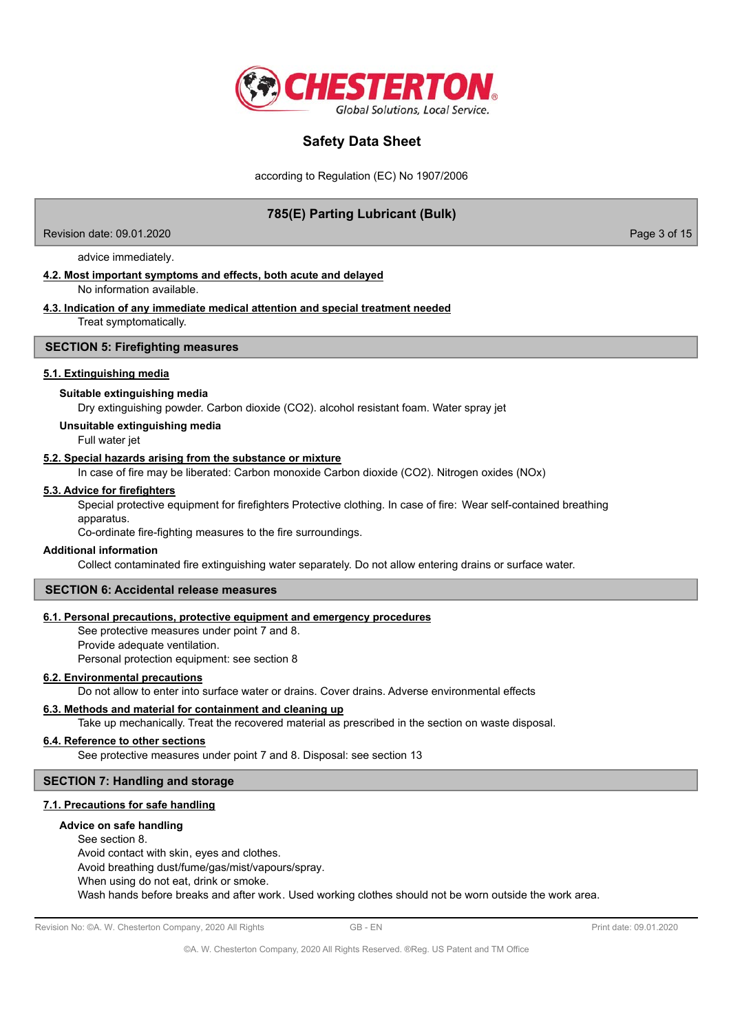advice immediately.

**4.2. Most important symptoms and effects, both acute and delayed**

No information available.

**4.3. Indication of any immediate medical attention and special treatment needed**

Treat symptomatically.

## SECTION 5: Firefighting measures

### 5.1. Extinguishing media

**Suitable extinguishing media**

Dry extinguishing powder. Carbon dioxide ($CO_2$). alcohol resistant foam. Water spray jet

**Unsuitable extinguishing media**

Full water jet

### 5.2. Special hazards arising from the substance or mixture

In case of fire may be liberated: Carbon monoxide Carbon dioxide ($CO_2$). Nitrogen oxides ($NO_x$)

### 5.3. Advice for firefighters

Special protective equipment for firefighters Protective clothing. In case of fire: Wear self-contained breathing apparatus.

Co-ordinate fire-fighting measures to the fire surroundings.

**Additional information**

Collect contaminated fire extinguishing water separately. Do not allow entering drains or surface water.

## SECTION 6: Accidental release measures

### 6.1. Personal precautions, protective equipment and emergency procedures

See protective measures under point 7 and 8.
Provide adequate ventilation.
Personal protection equipment: see section 8

### 6.2. Environmental precautions

Do not allow to enter into surface water or drains. Cover drains. Adverse environmental effects

### 6.3. Methods and material for containment and cleaning up

Take up mechanically. Treat the recovered material as prescribed in the section on waste disposal.

### 6.4. Reference to other sections

See protective measures under point 7 and 8. Disposal: see section 13

## SECTION 7: Handling and storage

### 7.1. Precautions for safe handling

**Advice on safe handling**

See section 8.
Avoid contact with skin, eyes and clothes.
Avoid breathing dust/fume/gas/mist/vapours/spray.
When using do not eat, drink or smoke.
Wash hands before breaks and after work. Used working clothes should not be worn outside the work area.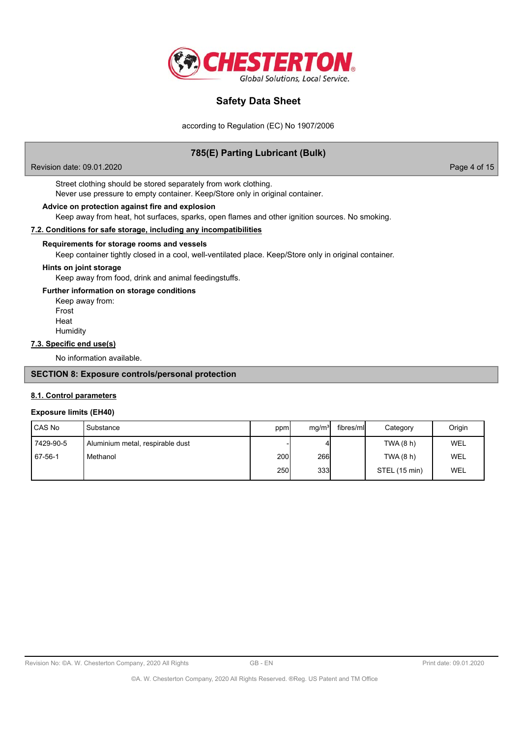Street clothing should be stored separately from work clothing.
Never use pressure to empty container. Keep/Store only in original container.

**Advice on protection against fire and explosion**

Keep away from heat, hot surfaces, sparks, open flames and other ignition sources. No smoking.

## 7.2. Conditions for safe storage, including any incompatibilities

**Requirements for storage rooms and vessels**

Keep container tightly closed in a cool, well-ventilated place. Keep/Store only in original container.

**Hints on joint storage**

Keep away from food, drink and animal feedingstuffs.

**Further information on storage conditions**

Keep away from:
Frost
Heat
Humidity

## 7.3. Specific end use(s)

No information available.

# SECTION 8: Exposure controls/personal protection

## 8.1. Control parameters

**Exposure limits (EH40)**

| CAS No | Substance | ppm | mg/m³ | fibres/ml | Category | Origin |
|---|---|---|---|---|---|---|
| 7429-90-5 | Aluminium metal, respirable dust | - | 4 | | TWA (8 h) | WEL |
| 67-56-1 | Methanol | 200 | 266 | | TWA (8 h) | WEL |
| | | 250 | 333 | | STEL (15 min) | WEL |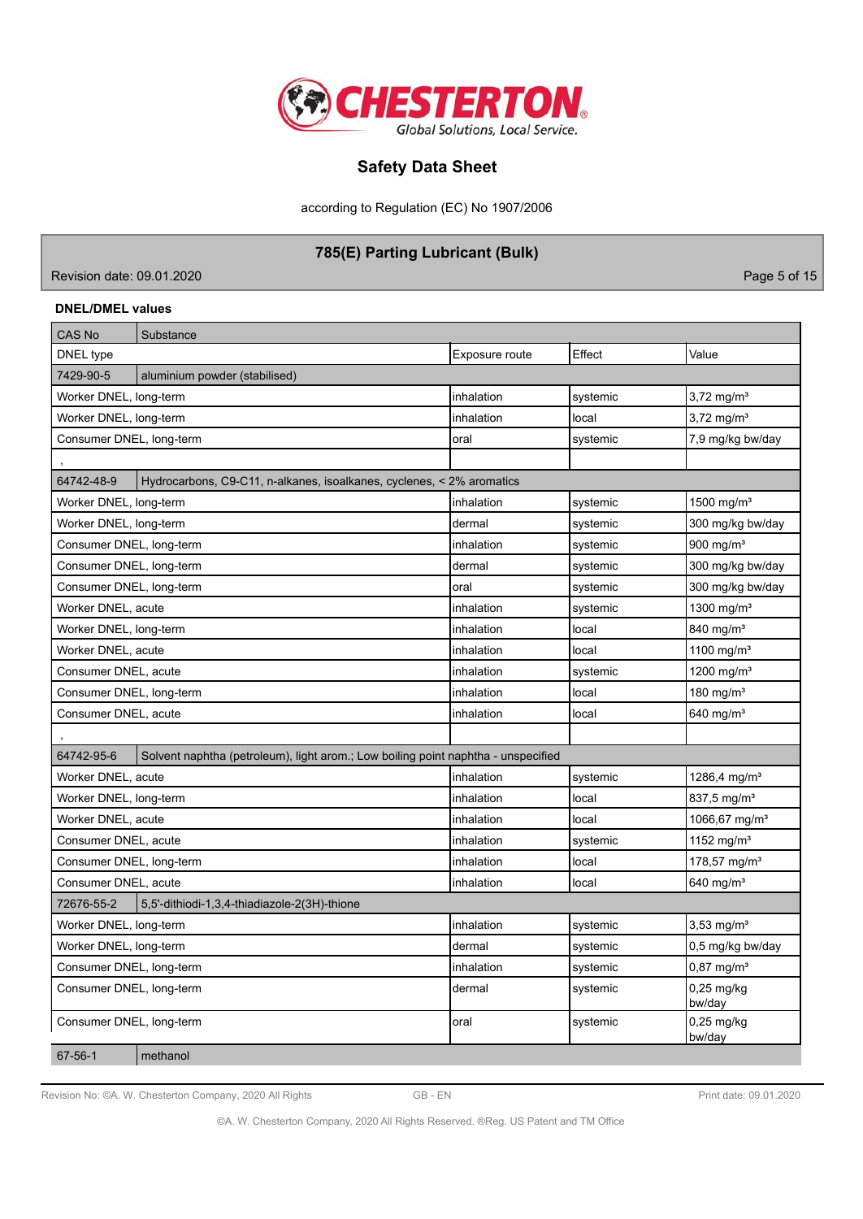**DNEL/DMEL values**

| CAS No | Substance | | | |
|---|---|---|---|---|
| DNEL type | | Exposure route | Effect | Value |
| 7429-90-5 | aluminium powder (stabilised) | | | |
| Worker DNEL, long-term | | inhalation | systemic | 3,72 mg/m³ |
| Worker DNEL, long-term | | inhalation | local | 3,72 mg/m³ |
| Consumer DNEL, long-term | | oral | systemic | 7,9 mg/kg bw/day |
| , | | | | |
| 64742-48-9 | Hydrocarbons, C9-C11, n-alkanes, isoalkanes, cyclenes, < 2% aromatics | | | |
| Worker DNEL, long-term | | inhalation | systemic | 1500 mg/m³ |
| Worker DNEL, long-term | | dermal | systemic | 300 mg/kg bw/day |
| Consumer DNEL, long-term | | inhalation | systemic | 900 mg/m³ |
| Consumer DNEL, long-term | | dermal | systemic | 300 mg/kg bw/day |
| Consumer DNEL, long-term | | oral | systemic | 300 mg/kg bw/day |
| Worker DNEL, acute | | inhalation | systemic | 1300 mg/m³ |
| Worker DNEL, long-term | | inhalation | local | 840 mg/m³ |
| Worker DNEL, acute | | inhalation | local | 1100 mg/m³ |
| Consumer DNEL, acute | | inhalation | systemic | 1200 mg/m³ |
| Consumer DNEL, long-term | | inhalation | local | 180 mg/m³ |
| Consumer DNEL, acute | | inhalation | local | 640 mg/m³ |
| , | | | | |
| 64742-95-6 | Solvent naphtha (petroleum), light arom.; Low boiling point naphtha - unspecified | | | |
| Worker DNEL, acute | | inhalation | systemic | 1286,4 mg/m³ |
| Worker DNEL, long-term | | inhalation | local | 837,5 mg/m³ |
| Worker DNEL, acute | | inhalation | local | 1066,67 mg/m³ |
| Consumer DNEL, acute | | inhalation | systemic | 1152 mg/m³ |
| Consumer DNEL, long-term | | inhalation | local | 178,57 mg/m³ |
| Consumer DNEL, acute | | inhalation | local | 640 mg/m³ |
| 72676-55-2 | 5,5'-dithiodi-1,3,4-thiadiazole-2(3H)-thione | | | |
| Worker DNEL, long-term | | inhalation | systemic | 3,53 mg/m³ |
| Worker DNEL, long-term | | dermal | systemic | 0,5 mg/kg bw/day |
| Consumer DNEL, long-term | | inhalation | systemic | 0,87 mg/m³ |
| Consumer DNEL, long-term | | dermal | systemic | 0,25 mg/kg bw/day |
| Consumer DNEL, long-term | | oral | systemic | 0,25 mg/kg bw/day |
| 67-56-1 | methanol | | | |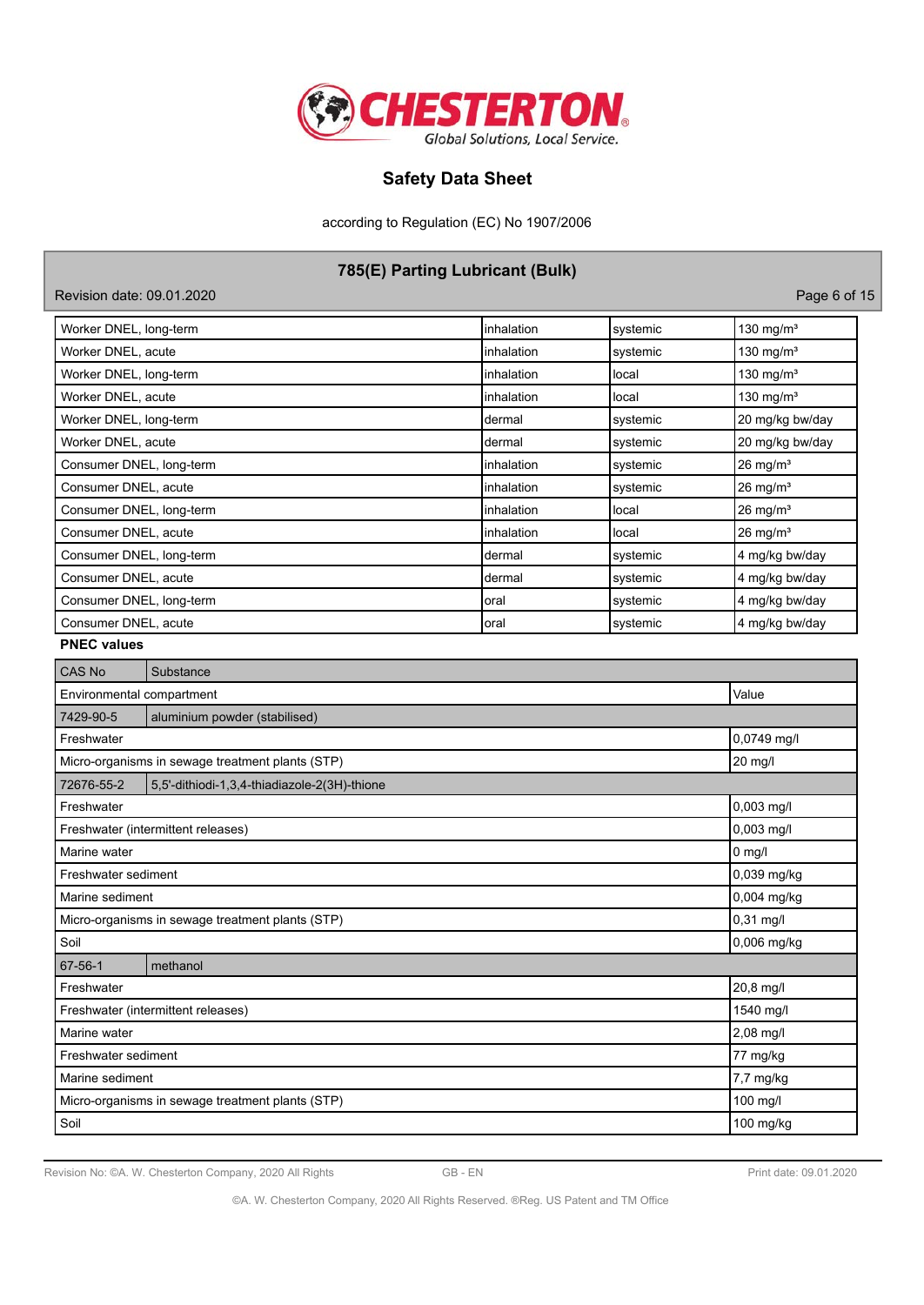| | | | |
|---|---|---|---|
| Worker DNEL, long-term | inhalation | systemic | 130 mg/m³ |
| Worker DNEL, acute | inhalation | systemic | 130 mg/m³ |
| Worker DNEL, long-term | inhalation | local | 130 mg/m³ |
| Worker DNEL, acute | inhalation | local | 130 mg/m³ |
| Worker DNEL, long-term | dermal | systemic | 20 mg/kg bw/day |
| Worker DNEL, acute | dermal | systemic | 20 mg/kg bw/day |
| Consumer DNEL, long-term | inhalation | systemic | 26 mg/m³ |
| Consumer DNEL, acute | inhalation | systemic | 26 mg/m³ |
| Consumer DNEL, long-term | inhalation | local | 26 mg/m³ |
| Consumer DNEL, acute | inhalation | local | 26 mg/m³ |
| Consumer DNEL, long-term | dermal | systemic | 4 mg/kg bw/day |
| Consumer DNEL, acute | dermal | systemic | 4 mg/kg bw/day |
| Consumer DNEL, long-term | oral | systemic | 4 mg/kg bw/day |
| Consumer DNEL, acute | oral | systemic | 4 mg/kg bw/day |

**PNEC values**

| CAS No | Substance | |
|---|---|---|
| Environmental compartment | | Value |
| 7429-90-5 | aluminium powder (stabilised) | |
| Freshwater | | 0,0749 mg/l |
| Micro-organisms in sewage treatment plants (STP) | | 20 mg/l |
| 72676-55-2 | 5,5'-dithiodi-1,3,4-thiadiazole-2(3H)-thione | |
| Freshwater | | 0,003 mg/l |
| Freshwater (intermittent releases) | | 0,003 mg/l |
| Marine water | | 0 mg/l |
| Freshwater sediment | | 0,039 mg/kg |
| Marine sediment | | 0,004 mg/kg |
| Micro-organisms in sewage treatment plants (STP) | | 0,31 mg/l |
| Soil | | 0,006 mg/kg |
| 67-56-1 | methanol | |
| Freshwater | | 20,8 mg/l |
| Freshwater (intermittent releases) | | 1540 mg/l |
| Marine water | | 2,08 mg/l |
| Freshwater sediment | | 77 mg/kg |
| Marine sediment | | 7,7 mg/kg |
| Micro-organisms in sewage treatment plants (STP) | | 100 mg/l |
| Soil | | 100 mg/kg |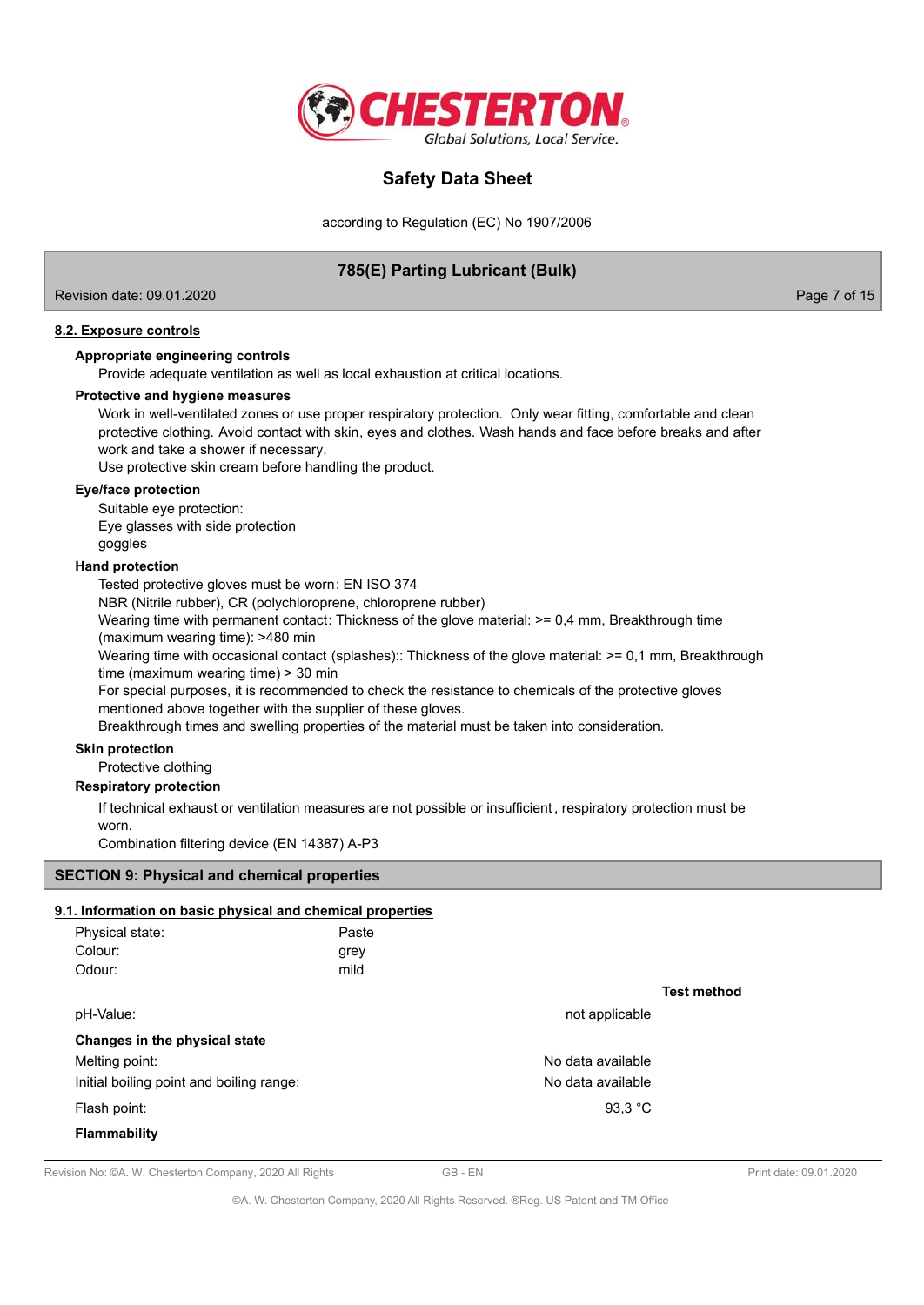### 8.2. Exposure controls

**Appropriate engineering controls**

Provide adequate ventilation as well as local exhaustion at critical locations.

**Protective and hygiene measures**

Work in well-ventilated zones or use proper respiratory protection. Only wear fitting, comfortable and clean protective clothing. Avoid contact with skin, eyes and clothes. Wash hands and face before breaks and after work and take a shower if necessary.
Use protective skin cream before handling the product.

**Eye/face protection**

Suitable eye protection:
Eye glasses with side protection
goggles

**Hand protection**

Tested protective gloves must be worn: EN ISO 374
NBR (Nitrile rubber), CR (polychloroprene, chloroprene rubber)
Wearing time with permanent contact: Thickness of the glove material: >= 0,4 mm, Breakthrough time (maximum wearing time): >480 min
Wearing time with occasional contact (splashes):: Thickness of the glove material: >= 0,1 mm, Breakthrough time (maximum wearing time) > 30 min
For special purposes, it is recommended to check the resistance to chemicals of the protective gloves mentioned above together with the supplier of these gloves.
Breakthrough times and swelling properties of the material must be taken into consideration.

**Skin protection**

Protective clothing

**Respiratory protection**

If technical exhaust or ventilation measures are not possible or insufficient, respiratory protection must be worn.
Combination filtering device (EN 14387) A-P3

## SECTION 9: Physical and chemical properties

### 9.1. Information on basic physical and chemical properties

| | | |
|---|---|---|
| Physical state: | Paste | |
| Colour: | grey | |
| Odour: | mild | |
| | | **Test method** |
| pH-Value: | not applicable | |
| **Changes in the physical state** | | |
| Melting point: | No data available | |
| Initial boiling point and boiling range: | No data available | |
| Flash point: | 93,3 °C | |
| **Flammability** | | |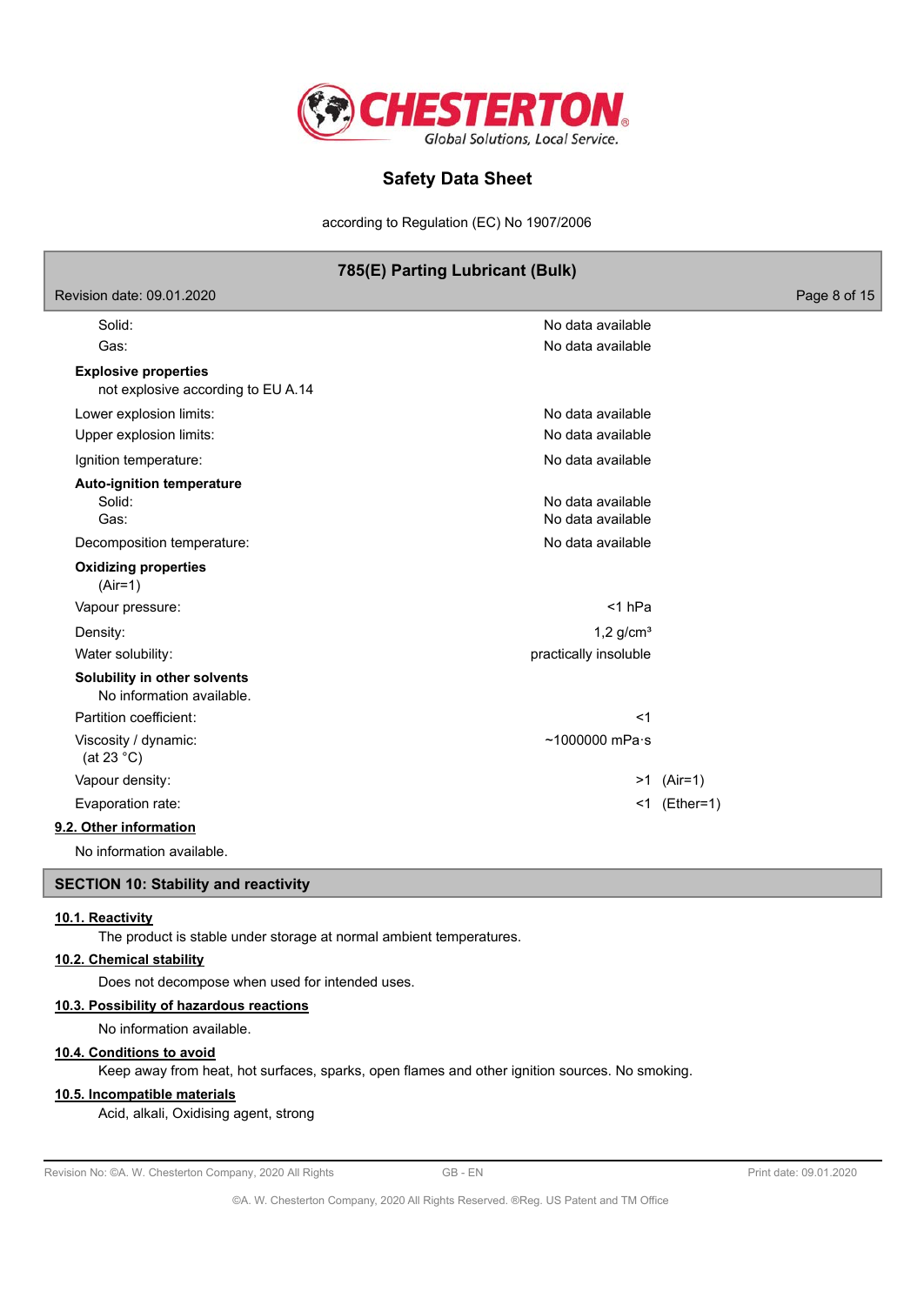| | |
|---|---|
| Solid: | No data available |
| Gas: | No data available |

**Explosive properties**

not explosive according to EU A.14

| | |
|---|---|
| Lower explosion limits: | No data available |
| Upper explosion limits: | No data available |
| Ignition temperature: | No data available |

**Auto-ignition temperature**

| | |
|---|---|
| Solid: | No data available |
| Gas: | No data available |
| Decomposition temperature: | No data available |

**Oxidizing properties**

(Air=1)

| | |
|---|---|
| Vapour pressure: | <1 hPa |
| Density: | 1,2 g/cm³ |
| Water solubility: | practically insoluble |

**Solubility in other solvents**

No information available.

| | |
|---|---|
| Partition coefficient: | <1 |
| Viscosity / dynamic: (at 23 °C) | ~1000000 mPa·s |
| Vapour density: | >1 (Air=1) |
| Evaporation rate: | <1 (Ether=1) |

### 9.2. Other information

No information available.

## SECTION 10: Stability and reactivity

### 10.1. Reactivity

The product is stable under storage at normal ambient temperatures.

### 10.2. Chemical stability

Does not decompose when used for intended uses.

### 10.3. Possibility of hazardous reactions

No information available.

### 10.4. Conditions to avoid

Keep away from heat, hot surfaces, sparks, open flames and other ignition sources. No smoking.

### 10.5. Incompatible materials

Acid, alkali, Oxidising agent, strong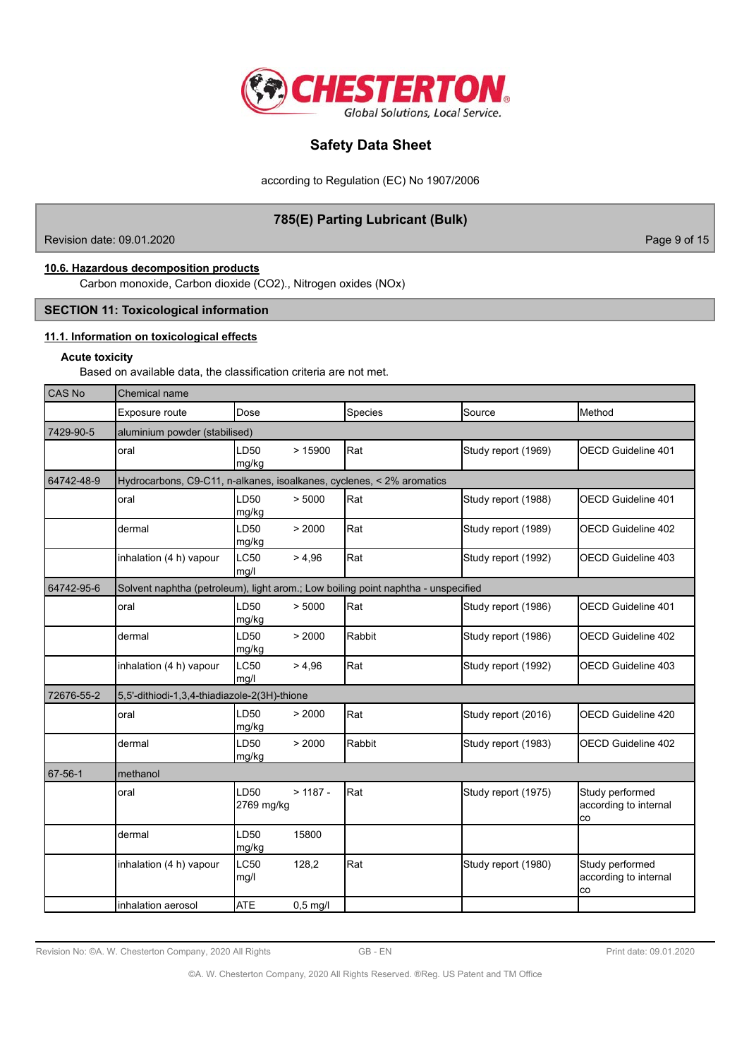#### 10.6. Hazardous decomposition products

Carbon monoxide, Carbon dioxide ($CO_2$)., Nitrogen oxides ($NO_x$)

## SECTION 11: Toxicological information

### 11.1. Information on toxicological effects

**Acute toxicity**

Based on available data, the classification criteria are not met.

| CAS No | Chemical name | | | | |
|---|---|---|---|---|---|
| | Exposure route | Dose | Species | Source | Method |
| 7429-90-5 | aluminium powder (stabilised) | | | | |
| | oral | LD50 > 15900 mg/kg | Rat | Study report (1969) | OECD Guideline 401 |
| 64742-48-9 | Hydrocarbons, C9-C11, n-alkanes, isoalkanes, cyclenes, < 2% aromatics | | | | |
| | oral | LD50 > 5000 mg/kg | Rat | Study report (1988) | OECD Guideline 401 |
| | dermal | LD50 > 2000 mg/kg | Rat | Study report (1989) | OECD Guideline 402 |
| | inhalation (4 h) vapour | LC50 > 4,96 mg/l | Rat | Study report (1992) | OECD Guideline 403 |
| 64742-95-6 | Solvent naphtha (petroleum), light arom.; Low boiling point naphtha - unspecified | | | | |
| | oral | LD50 > 5000 mg/kg | Rat | Study report (1986) | OECD Guideline 401 |
| | dermal | LD50 > 2000 mg/kg | Rabbit | Study report (1986) | OECD Guideline 402 |
| | inhalation (4 h) vapour | LC50 > 4,96 mg/l | Rat | Study report (1992) | OECD Guideline 403 |
| 72676-55-2 | 5,5'-dithiodi-1,3,4-thiadiazole-2(3H)-thione | | | | |
| | oral | LD50 > 2000 mg/kg | Rat | Study report (2016) | OECD Guideline 420 |
| | dermal | LD50 > 2000 mg/kg | Rabbit | Study report (1983) | OECD Guideline 402 |
| 67-56-1 | methanol | | | | |
| | oral | LD50 > 1187 - 2769 mg/kg | Rat | Study report (1975) | Study performed according to internal co |
| | dermal | LD50 15800 mg/kg | | | |
| | inhalation (4 h) vapour | LC50 128,2 mg/l | Rat | Study report (1980) | Study performed according to internal co |
| | inhalation aerosol | ATE 0,5 mg/l | | | |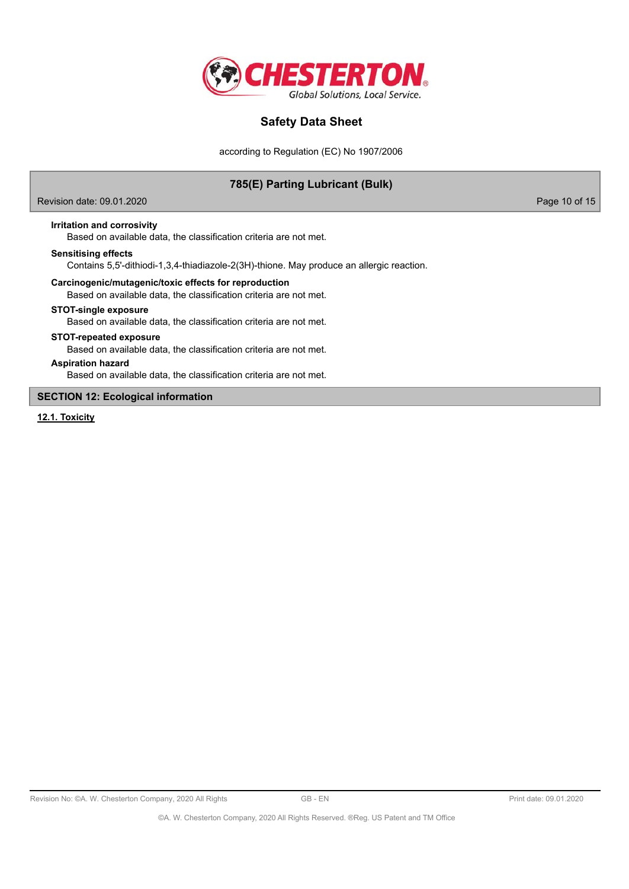**Irritation and corrosivity**

Based on available data, the classification criteria are not met.

**Sensitising effects**

Contains 5,5'-dithiodi-1,3,4-thiadiazole-2(3H)-thione. May produce an allergic reaction.

**Carcinogenic/mutagenic/toxic effects for reproduction**

Based on available data, the classification criteria are not met.

**STOT-single exposure**

Based on available data, the classification criteria are not met.

**STOT-repeated exposure**

Based on available data, the classification criteria are not met.

**Aspiration hazard**

Based on available data, the classification criteria are not met.

## SECTION 12: Ecological information

### 12.1. Toxicity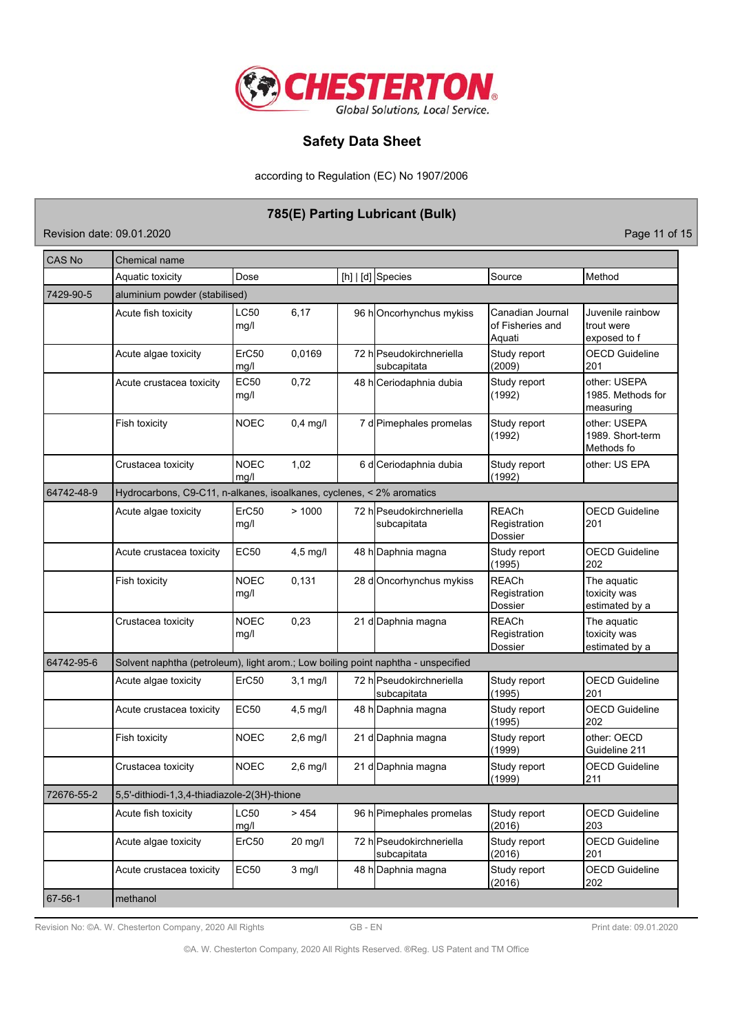| CAS No | Chemical name | | | | | | |
|---|---|---|---|---|---|---|---|
| | Aquatic toxicity | Dose | | [h] \| [d] | Species | Source | Method |
| 7429-90-5 | aluminium powder (stabilised) | | | | | | |
| | Acute fish toxicity | LC50 mg/l | 6,17 | 96 h | Oncorhynchus mykiss | Canadian Journal of Fisheries and Aquati | Juvenile rainbow trout were exposed to f |
| | Acute algae toxicity | ErC50 mg/l | 0,0169 | 72 h | Pseudokirchneriella subcapitata | Study report (2009) | OECD Guideline 201 |
| | Acute crustacea toxicity | EC50 mg/l | 0,72 | 48 h | Ceriodaphnia dubia | Study report (1992) | other: USEPA 1985. Methods for measuring |
| | Fish toxicity | NOEC | 0,4 mg/l | 7 d | Pimephales promelas | Study report (1992) | other: USEPA 1989. Short-term Methods fo |
| | Crustacea toxicity | NOEC mg/l | 1,02 | 6 d | Ceriodaphnia dubia | Study report (1992) | other: US EPA |
| 64742-48-9 | Hydrocarbons, C9-C11, n-alkanes, isoalkanes, cyclenes, < 2% aromatics | | | | | | |
| | Acute algae toxicity | ErC50 mg/l | > 1000 | 72 h | Pseudokirchneriella subcapitata | REACh Registration Dossier | OECD Guideline 201 |
| | Acute crustacea toxicity | EC50 | 4,5 mg/l | 48 h | Daphnia magna | Study report (1995) | OECD Guideline 202 |
| | Fish toxicity | NOEC mg/l | 0,131 | 28 d | Oncorhynchus mykiss | REACh Registration Dossier | The aquatic toxicity was estimated by a |
| | Crustacea toxicity | NOEC mg/l | 0,23 | 21 d | Daphnia magna | REACh Registration Dossier | The aquatic toxicity was estimated by a |
| 64742-95-6 | Solvent naphtha (petroleum), light arom.; Low boiling point naphtha - unspecified | | | | | | |
| | Acute algae toxicity | ErC50 | 3,1 mg/l | 72 h | Pseudokirchneriella subcapitata | Study report (1995) | OECD Guideline 201 |
| | Acute crustacea toxicity | EC50 | 4,5 mg/l | 48 h | Daphnia magna | Study report (1995) | OECD Guideline 202 |
| | Fish toxicity | NOEC | 2,6 mg/l | 21 d | Daphnia magna | Study report (1999) | other: OECD Guideline 211 |
| | Crustacea toxicity | NOEC | 2,6 mg/l | 21 d | Daphnia magna | Study report (1999) | OECD Guideline 211 |
| 72676-55-2 | 5,5'-dithiodi-1,3,4-thiadiazole-2(3H)-thione | | | | | | |
| | Acute fish toxicity | LC50 mg/l | > 454 | 96 h | Pimephales promelas | Study report (2016) | OECD Guideline 203 |
| | Acute algae toxicity | ErC50 | 20 mg/l | 72 h | Pseudokirchneriella subcapitata | Study report (2016) | OECD Guideline 201 |
| | Acute crustacea toxicity | EC50 | 3 mg/l | 48 h | Daphnia magna | Study report (2016) | OECD Guideline 202 |
| 67-56-1 | methanol | | | | | | |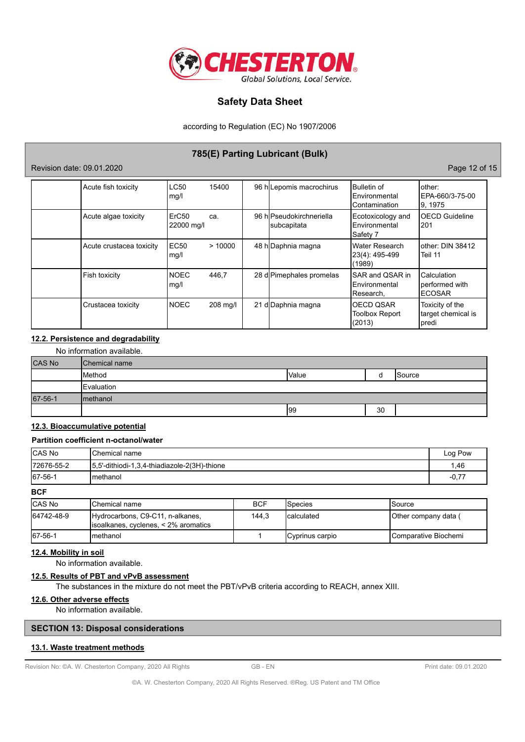| | | | | | | |
|---|---|---|---|---|---|---|
| | Acute fish toxicity | LC50 mg/l | 15400 | 96 h | Lepomis macrochirus | Bulletin of Environmental Contamination | other: EPA-660/3-75-009, 1975 |
| | Acute algae toxicity | ErC50 ca. 22000 mg/l | | 96 h | Pseudokirchneriella subcapitata | Ecotoxicology and Environmental Safety 7 | OECD Guideline 201 |
| | Acute crustacea toxicity | EC50 mg/l | > 10000 | 48 h | Daphnia magna | Water Research 23(4): 495-499 (1989) | other: DIN 38412 Teil 11 |
| | Fish toxicity | NOEC mg/l | 446,7 | 28 d | Pimephales promelas | SAR and QSAR in Environmental Research, | Calculation performed with ECOSAR |
| | Crustacea toxicity | NOEC | 208 mg/l | 21 d | Daphnia magna | OECD QSAR Toolbox Report (2013) | Toxicity of the target chemical is predi |

## 12.2. Persistence and degradability

No information available.

| CAS No | Chemical name | | | |
|---|---|---|---|---|
| | Method | Value | d | Source |
| | Evaluation | | | |
| 67-56-1 | methanol | | | |
| | | 99 | 30 | |

## 12.3. Bioaccumulative potential

**Partition coefficient n-octanol/water**

| CAS No | Chemical name | Log Pow |
|---|---|---|
| 72676-55-2 | 5,5'-dithiodi-1,3,4-thiadiazole-2(3H)-thione | 1,46 |
| 67-56-1 | methanol | -0,77 |

**BCF**

| CAS No | Chemical name | BCF | Species | Source |
|---|---|---|---|---|
| 64742-48-9 | Hydrocarbons, C9-C11, n-alkanes, isoalkanes, cyclenes, < 2% aromatics | 144,3 | calculated | Other company data ( |
| 67-56-1 | methanol | 1 | Cyprinus carpio | Comparative Biochemi |

## 12.4. Mobility in soil

No information available.

## 12.5. Results of PBT and vPvB assessment

The substances in the mixture do not meet the PBT/vPvB criteria according to REACH, annex XIII.

## 12.6. Other adverse effects

No information available.

# SECTION 13: Disposal considerations

## 13.1. Waste treatment methods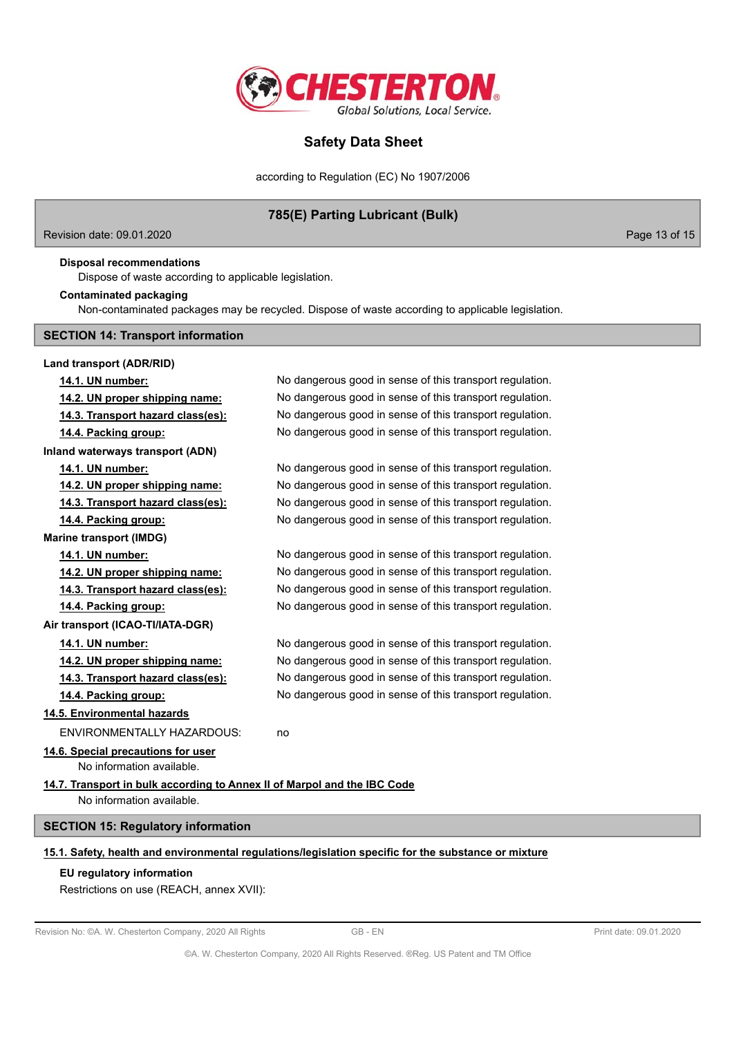**Disposal recommendations**

Dispose of waste according to applicable legislation.

**Contaminated packaging**

Non-contaminated packages may be recycled. Dispose of waste according to applicable legislation.

## SECTION 14: Transport information

**Land transport (ADR/RID)**

| | |
|---|---|
| **14.1. UN number:** | No dangerous good in sense of this transport regulation. |
| **14.2. UN proper shipping name:** | No dangerous good in sense of this transport regulation. |
| **14.3. Transport hazard class(es):** | No dangerous good in sense of this transport regulation. |
| **14.4. Packing group:** | No dangerous good in sense of this transport regulation. |

**Inland waterways transport (ADN)**

| | |
|---|---|
| **14.1. UN number:** | No dangerous good in sense of this transport regulation. |
| **14.2. UN proper shipping name:** | No dangerous good in sense of this transport regulation. |
| **14.3. Transport hazard class(es):** | No dangerous good in sense of this transport regulation. |
| **14.4. Packing group:** | No dangerous good in sense of this transport regulation. |

**Marine transport (IMDG)**

| | |
|---|---|
| **14.1. UN number:** | No dangerous good in sense of this transport regulation. |
| **14.2. UN proper shipping name:** | No dangerous good in sense of this transport regulation. |
| **14.3. Transport hazard class(es):** | No dangerous good in sense of this transport regulation. |
| **14.4. Packing group:** | No dangerous good in sense of this transport regulation. |

**Air transport (ICAO-TI/IATA-DGR)**

| | |
|---|---|
| **14.1. UN number:** | No dangerous good in sense of this transport regulation. |
| **14.2. UN proper shipping name:** | No dangerous good in sense of this transport regulation. |
| **14.3. Transport hazard class(es):** | No dangerous good in sense of this transport regulation. |
| **14.4. Packing group:** | No dangerous good in sense of this transport regulation. |

**14.5. Environmental hazards**

ENVIRONMENTALLY HAZARDOUS: no

**14.6. Special precautions for user**

No information available.

**14.7. Transport in bulk according to Annex II of Marpol and the IBC Code**

No information available.

## SECTION 15: Regulatory information

**15.1. Safety, health and environmental regulations/legislation specific for the substance or mixture**

**EU regulatory information**

Restrictions on use (REACH, annex XVII):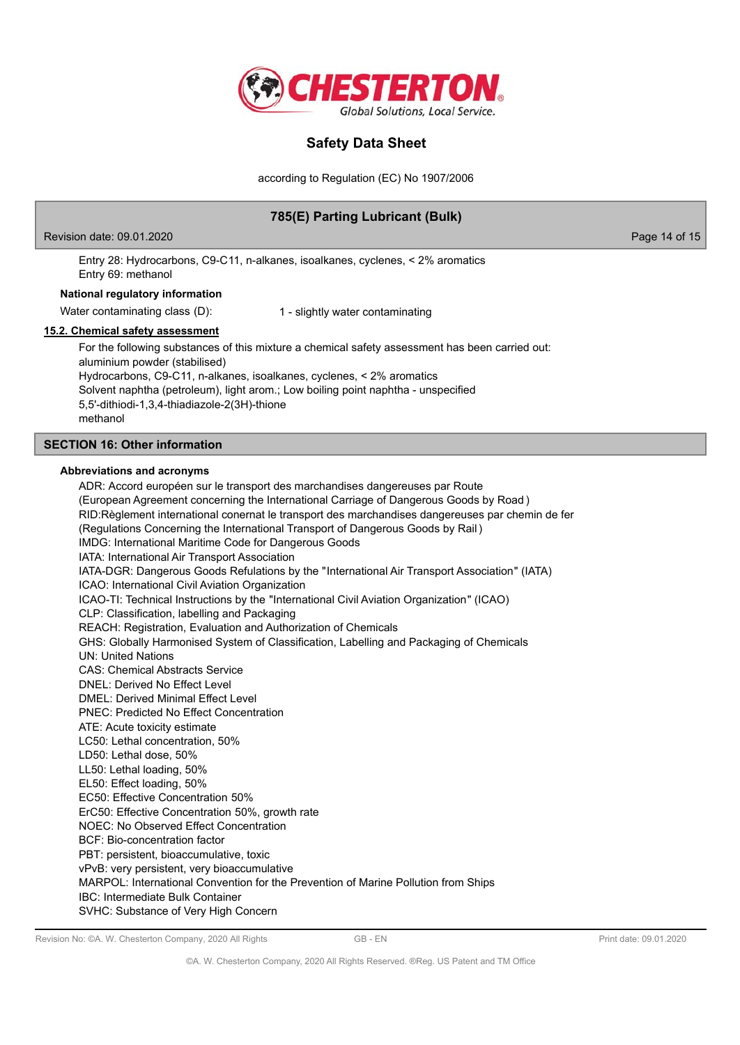Entry 28: Hydrocarbons, C9-C11, n-alkanes, isoalkanes, cyclenes, < 2% aromatics
Entry 69: methanol

**National regulatory information**

Water contaminating class (D): 1 - slightly water contaminating

### 15.2. Chemical safety assessment

For the following substances of this mixture a chemical safety assessment has been carried out:
aluminium powder (stabilised)
Hydrocarbons, C9-C11, n-alkanes, isoalkanes, cyclenes, < 2% aromatics
Solvent naphtha (petroleum), light arom.; Low boiling point naphtha - unspecified
5,5'-dithiodi-1,3,4-thiadiazole-2(3H)-thione
methanol

## SECTION 16: Other information

**Abbreviations and acronyms**

ADR: Accord européen sur le transport des marchandises dangereuses par Route
(European Agreement concerning the International Carriage of Dangerous Goods by Road )
RID:Règlement international conernat le transport des marchandises dangereuses par chemin de fer
(Regulations Concerning the International Transport of Dangerous Goods by Rail )
IMDG: International Maritime Code for Dangerous Goods
IATA: International Air Transport Association
IATA-DGR: Dangerous Goods Refulations by the "International Air Transport Association" (IATA)
ICAO: International Civil Aviation Organization
ICAO-TI: Technical Instructions by the "International Civil Aviation Organization" (ICAO)
CLP: Classification, labelling and Packaging
REACH: Registration, Evaluation and Authorization of Chemicals
GHS: Globally Harmonised System of Classification, Labelling and Packaging of Chemicals
UN: United Nations
CAS: Chemical Abstracts Service
DNEL: Derived No Effect Level
DMEL: Derived Minimal Effect Level
PNEC: Predicted No Effect Concentration
ATE: Acute toxicity estimate
LC50: Lethal concentration, 50%
LD50: Lethal dose, 50%
LL50: Lethal loading, 50%
EL50: Effect loading, 50%
EC50: Effective Concentration 50%
ErC50: Effective Concentration 50%, growth rate
NOEC: No Observed Effect Concentration
BCF: Bio-concentration factor
PBT: persistent, bioaccumulative, toxic
vPvB: very persistent, very bioaccumulative
MARPOL: International Convention for the Prevention of Marine Pollution from Ships
IBC: Intermediate Bulk Container
SVHC: Substance of Very High Concern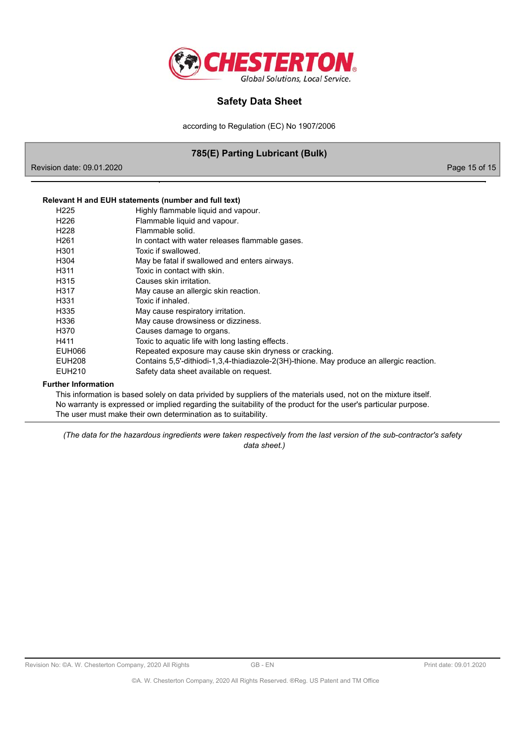**Relevant H and EUH statements (number and full text)**

| | |
|---|---|
| H225 | Highly flammable liquid and vapour. |
| H226 | Flammable liquid and vapour. |
| H228 | Flammable solid. |
| H261 | In contact with water releases flammable gases. |
| H301 | Toxic if swallowed. |
| H304 | May be fatal if swallowed and enters airways. |
| H311 | Toxic in contact with skin. |
| H315 | Causes skin irritation. |
| H317 | May cause an allergic skin reaction. |
| H331 | Toxic if inhaled. |
| H335 | May cause respiratory irritation. |
| H336 | May cause drowsiness or dizziness. |
| H370 | Causes damage to organs. |
| H411 | Toxic to aquatic life with long lasting effects. |
| EUH066 | Repeated exposure may cause skin dryness or cracking. |
| EUH208 | Contains 5,5'-dithiodi-1,3,4-thiadiazole-2(3H)-thione. May produce an allergic reaction. |
| EUH210 | Safety data sheet available on request. |

**Further Information**

This information is based solely on data privided by suppliers of the materials used, not on the mixture itself. No warranty is expressed or implied regarding the suitability of the product for the user's particular purpose. The user must make their own determination as to suitability.

*(The data for the hazardous ingredients were taken respectively from the last version of the sub-contractor's safety data sheet.)*